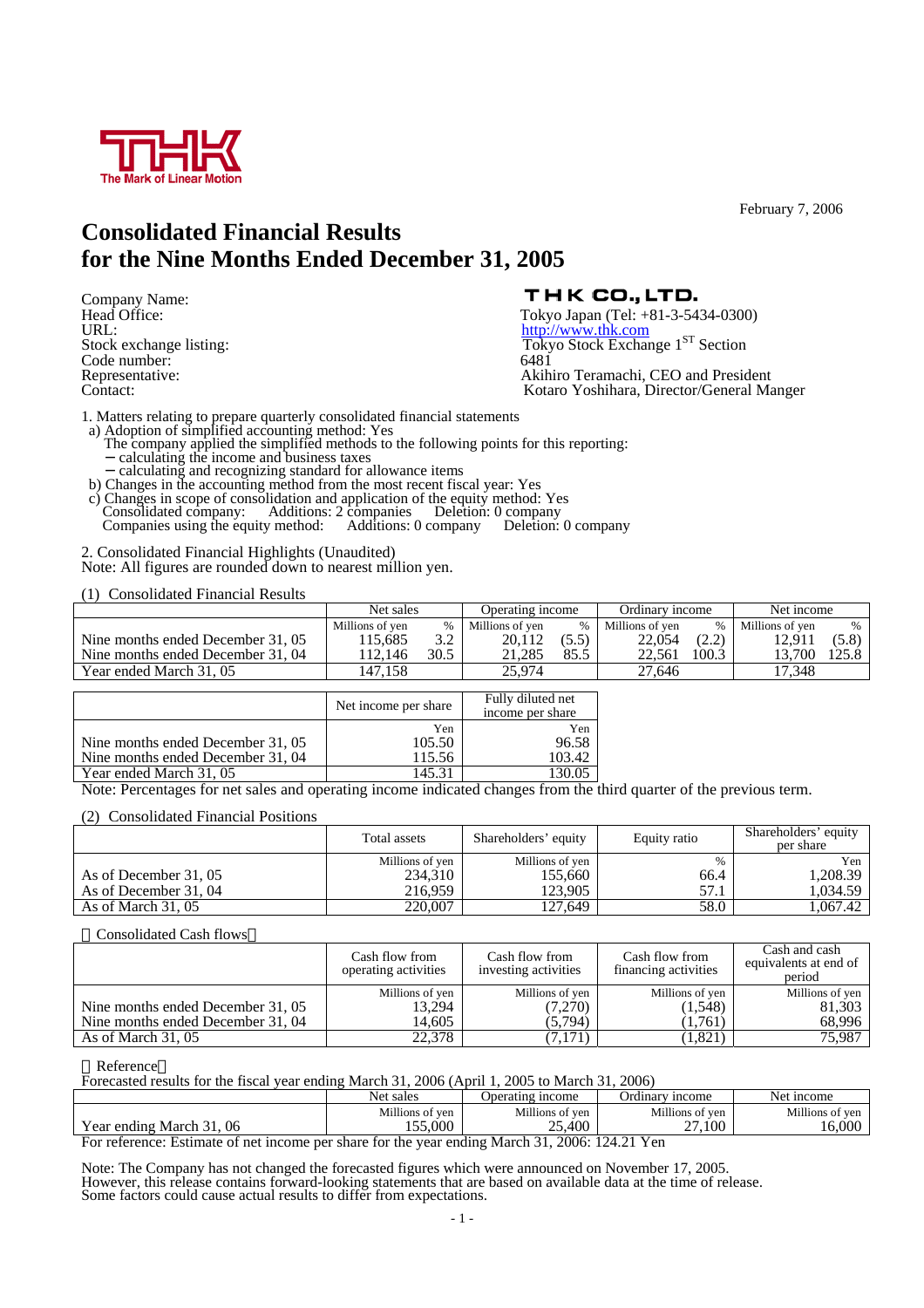February 7, 2006

# Consolidated Financial Results for the Nine Months Ended December 31, 2005

Company Name: THK CO., LTD.
Head Office: Tokyo Japan (Tel: +81-3-5434-0300)
URL: http://www.thk.com
Stock exchange listing: Tokyo Stock Exchange 1ST Section
Code number: 6481
Representative: Akihiro Teramachi, CEO and President
Contact: Kotaro Yoshihara, Director/General Manger

1. Matters relating to prepare quarterly consolidated financial statements
   a) Adoption of simplified accounting method: Yes
      The company applied the simplified methods to the following points for this reporting:
      − calculating the income and business taxes
      − calculating and recognizing standard for allowance items
   b) Changes in the accounting method from the most recent fiscal year: Yes
   c) Changes in scope of consolidation and application of the equity method: Yes
      Consolidated company: Additions: 2 companies Deletion: 0 company
      Companies using the equity method: Additions: 0 company Deletion: 0 company

2. Consolidated Financial Highlights (Unaudited)
Note: All figures are rounded down to nearest million yen.

(1) Consolidated Financial Results

| | Net sales | | Operating income | | Ordinary income | | Net income | |
|---|---|---|---|---|---|---|---|---|
| | Millions of yen | % | Millions of yen | % | Millions of yen | % | Millions of yen | % |
| Nine months ended December 31, 05 | 115,685 | 3.2 | 20,112 | (5.5) | 22,054 | (2.2) | 12,911 | (5.8) |
| Nine months ended December 31, 04 | 112,146 | 30.5 | 21,285 | 85.5 | 22,561 | 100.3 | 13,700 | 125.8 |
| Year ended March 31, 05 | 147,158 | | 25,974 | | 27,646 | | 17,348 | |

| | Net income per share | Fully diluted net income per share |
|---|---|---|
| | Yen | Yen |
| Nine months ended December 31, 05 | 105.50 | 96.58 |
| Nine months ended December 31, 04 | 115.56 | 103.42 |
| Year ended March 31, 05 | 145.31 | 130.05 |

Note: Percentages for net sales and operating income indicated changes from the third quarter of the previous term.

(2) Consolidated Financial Positions

| | Total assets | Shareholders' equity | Equity ratio | Shareholders' equity per share |
|---|---|---|---|---|
| | Millions of yen | Millions of yen | % | Yen |
| As of December 31, 05 | 234,310 | 155,660 | 66.4 | 1,208.39 |
| As of December 31, 04 | 216,959 | 123,905 | 57.1 | 1,034.59 |
| As of March 31, 05 | 220,007 | 127,649 | 58.0 | 1,067.42 |

(Consolidated Cash flows)

| | Cash flow from operating activities | Cash flow from investing activities | Cash flow from financing activities | Cash and cash equivalents at end of period |
|---|---|---|---|---|
| | Millions of yen | Millions of yen | Millions of yen | Millions of yen |
| Nine months ended December 31, 05 | 13,294 | (7,270) | (1,548) | 81,303 |
| Nine months ended December 31, 04 | 14,605 | (5,794) | (1,761) | 68,996 |
| As of March 31, 05 | 22,378 | (7,171) | (1,821) | 75,987 |

(Reference)
Forecasted results for the fiscal year ending March 31, 2006 (April 1, 2005 to March 31, 2006)

| | Net sales | Operating income | Ordinary income | Net income |
|---|---|---|---|---|
| | Millions of yen | Millions of yen | Millions of yen | Millions of yen |
| Year ending March 31, 06 | 155,000 | 25,400 | 27,100 | 16,000 |

For reference: Estimate of net income per share for the year ending March 31, 2006: 124.21 Yen

Note: The Company has not changed the forecasted figures which were announced on November 17, 2005.
However, this release contains forward-looking statements that are based on available data at the time of release.
Some factors could cause actual results to differ from expectations.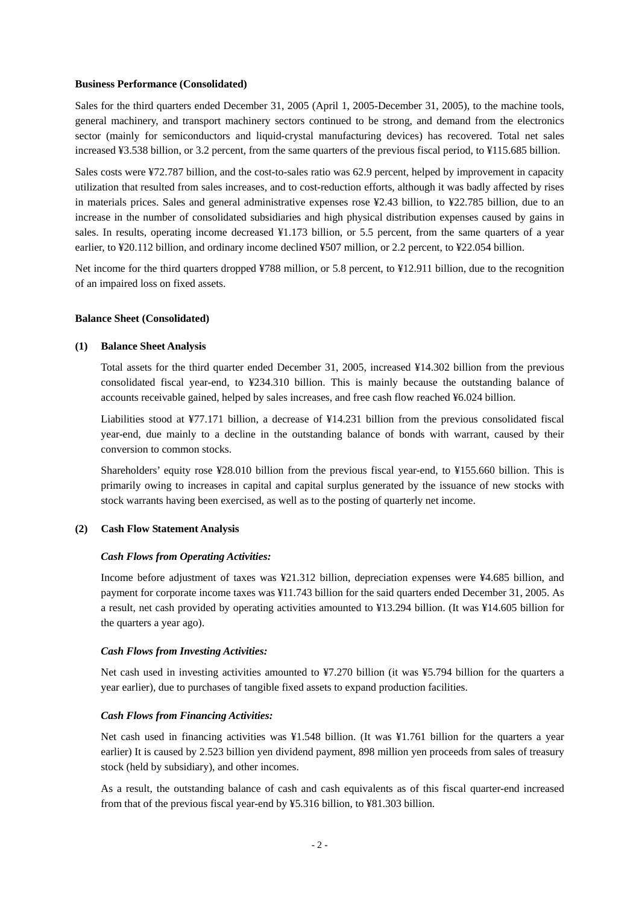**Business Performance (Consolidated)**

Sales for the third quarters ended December 31, 2005 (April 1, 2005-December 31, 2005), to the machine tools, general machinery, and transport machinery sectors continued to be strong, and demand from the electronics sector (mainly for semiconductors and liquid-crystal manufacturing devices) has recovered. Total net sales increased ¥3.538 billion, or 3.2 percent, from the same quarters of the previous fiscal period, to ¥115.685 billion.

Sales costs were ¥72.787 billion, and the cost-to-sales ratio was 62.9 percent, helped by improvement in capacity utilization that resulted from sales increases, and to cost-reduction efforts, although it was badly affected by rises in materials prices. Sales and general administrative expenses rose ¥2.43 billion, to ¥22.785 billion, due to an increase in the number of consolidated subsidiaries and high physical distribution expenses caused by gains in sales. In results, operating income decreased ¥1.173 billion, or 5.5 percent, from the same quarters of a year earlier, to ¥20.112 billion, and ordinary income declined ¥507 million, or 2.2 percent, to ¥22.054 billion.

Net income for the third quarters dropped ¥788 million, or 5.8 percent, to ¥12.911 billion, due to the recognition of an impaired loss on fixed assets.

**Balance Sheet (Consolidated)**

**(1) Balance Sheet Analysis**

Total assets for the third quarter ended December 31, 2005, increased ¥14.302 billion from the previous consolidated fiscal year-end, to ¥234.310 billion. This is mainly because the outstanding balance of accounts receivable gained, helped by sales increases, and free cash flow reached ¥6.024 billion.

Liabilities stood at ¥77.171 billion, a decrease of ¥14.231 billion from the previous consolidated fiscal year-end, due mainly to a decline in the outstanding balance of bonds with warrant, caused by their conversion to common stocks.

Shareholders' equity rose ¥28.010 billion from the previous fiscal year-end, to ¥155.660 billion. This is primarily owing to increases in capital and capital surplus generated by the issuance of new stocks with stock warrants having been exercised, as well as to the posting of quarterly net income.

**(2) Cash Flow Statement Analysis**

***Cash Flows from Operating Activities:***

Income before adjustment of taxes was ¥21.312 billion, depreciation expenses were ¥4.685 billion, and payment for corporate income taxes was ¥11.743 billion for the said quarters ended December 31, 2005. As a result, net cash provided by operating activities amounted to ¥13.294 billion. (It was ¥14.605 billion for the quarters a year ago).

***Cash Flows from Investing Activities:***

Net cash used in investing activities amounted to ¥7.270 billion (it was ¥5.794 billion for the quarters a year earlier), due to purchases of tangible fixed assets to expand production facilities.

***Cash Flows from Financing Activities:***

Net cash used in financing activities was ¥1.548 billion. (It was ¥1.761 billion for the quarters a year earlier) It is caused by 2.523 billion yen dividend payment, 898 million yen proceeds from sales of treasury stock (held by subsidiary), and other incomes.

As a result, the outstanding balance of cash and cash equivalents as of this fiscal quarter-end increased from that of the previous fiscal year-end by ¥5.316 billion, to ¥81.303 billion.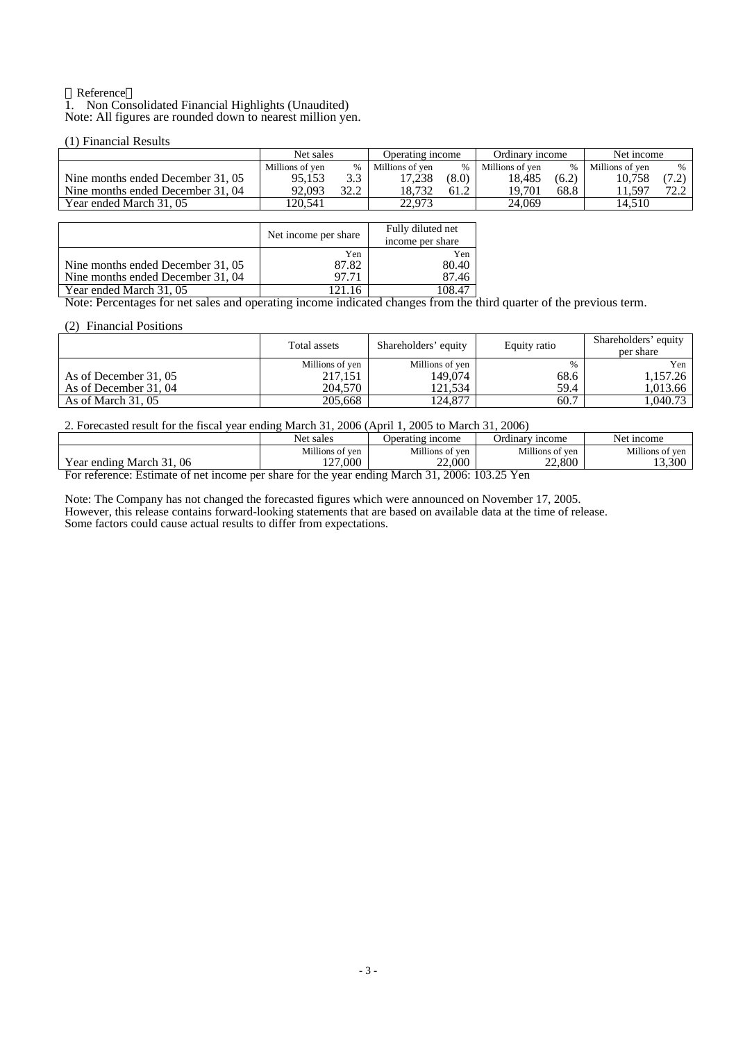【Reference】

1. Non Consolidated Financial Highlights (Unaudited)

Note: All figures are rounded down to nearest million yen.

(1) Financial Results

| | Net sales | | Operating income | | Ordinary income | | Net income | |
|---|---|---|---|---|---|---|---|---|
| | Millions of yen | % | Millions of yen | % | Millions of yen | % | Millions of yen | % |
| Nine months ended December 31, 05 | 95,153 | 3.3 | 17,238 | (8.0) | 18,485 | (6.2) | 10,758 | (7.2) |
| Nine months ended December 31, 04 | 92,093 | 32.2 | 18,732 | 61.2 | 19,701 | 68.8 | 11,597 | 72.2 |
| Year ended March 31, 05 | 120,541 | | 22,973 | | 24,069 | | 14,510 | |

| | Net income per share | Fully diluted net income per share |
|---|---|---|
| | Yen | Yen |
| Nine months ended December 31, 05 | 87.82 | 80.40 |
| Nine months ended December 31, 04 | 97.71 | 87.46 |
| Year ended March 31, 05 | 121.16 | 108.47 |

Note: Percentages for net sales and operating income indicated changes from the third quarter of the previous term.

(2) Financial Positions

| | Total assets | Shareholders' equity | Equity ratio | Shareholders' equity per share |
|---|---|---|---|---|
| | Millions of yen | Millions of yen | % | Yen |
| As of December 31, 05 | 217,151 | 149,074 | 68.6 | 1,157.26 |
| As of December 31, 04 | 204,570 | 121,534 | 59.4 | 1,013.66 |
| As of March 31, 05 | 205,668 | 124,877 | 60.7 | 1,040.73 |

2. Forecasted result for the fiscal year ending March 31, 2006 (April 1, 2005 to March 31, 2006)

| | Net sales | Operating income | Ordinary income | Net income |
|---|---|---|---|---|
| | Millions of yen | Millions of yen | Millions of yen | Millions of yen |
| Year ending March 31, 06 | 127,000 | 22,000 | 22,800 | 13,300 |

For reference: Estimate of net income per share for the year ending March 31, 2006: 103.25 Yen

Note: The Company has not changed the forecasted figures which were announced on November 17, 2005.
However, this release contains forward-looking statements that are based on available data at the time of release.
Some factors could cause actual results to differ from expectations.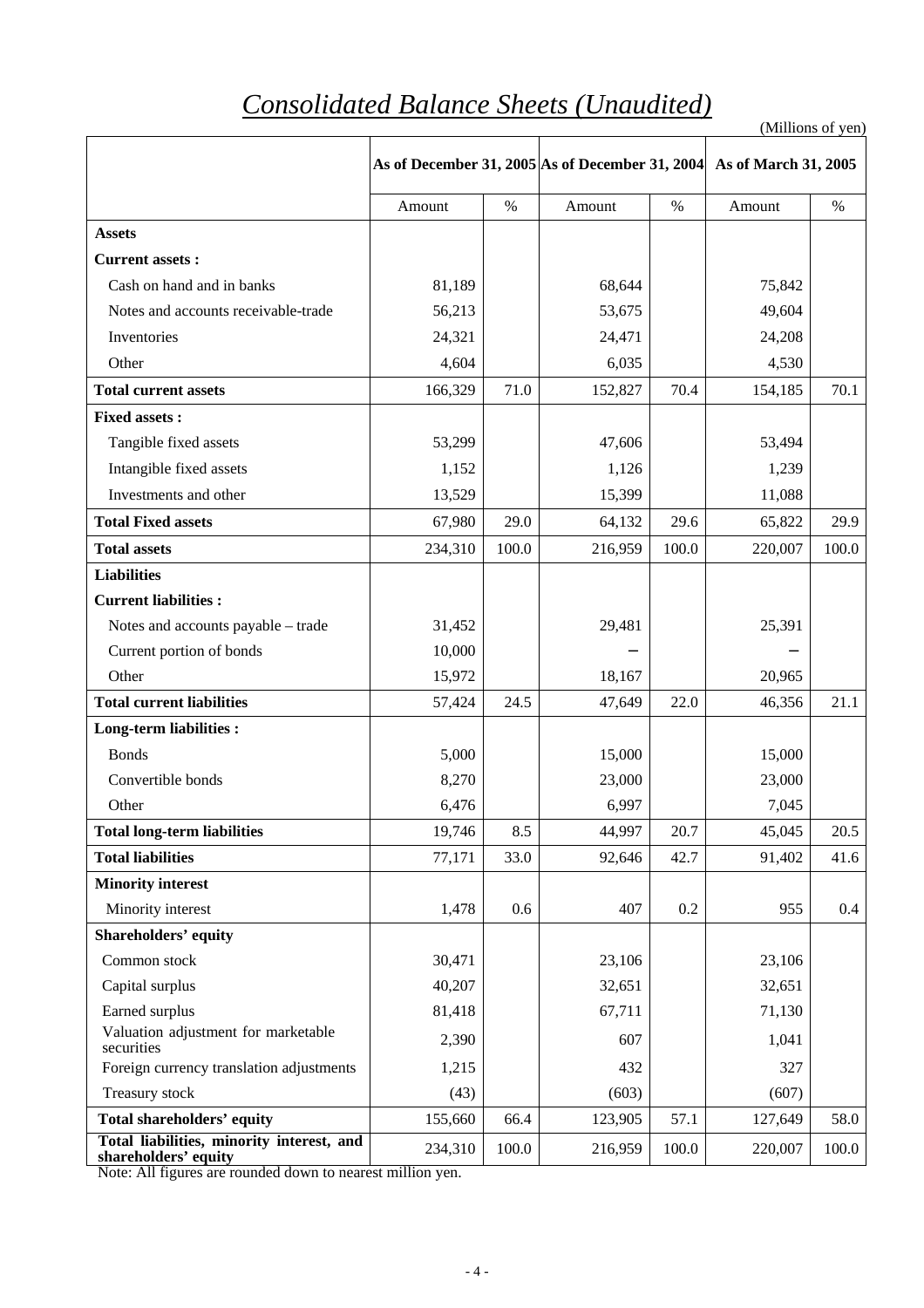# *Consolidated Balance Sheets (Unaudited)*

(Millions of yen)

| | As of December 31, 2005 | | As of December 31, 2004 | | As of March 31, 2005 | |
|---|---|---|---|---|---|---|
| | Amount | % | Amount | % | Amount | % |
| **Assets** | | | | | | |
| **Current assets :** | | | | | | |
| Cash on hand and in banks | 81,189 | | 68,644 | | 75,842 | |
| Notes and accounts receivable-trade | 56,213 | | 53,675 | | 49,604 | |
| Inventories | 24,321 | | 24,471 | | 24,208 | |
| Other | 4,604 | | 6,035 | | 4,530 | |
| **Total current assets** | 166,329 | 71.0 | 152,827 | 70.4 | 154,185 | 70.1 |
| **Fixed assets :** | | | | | | |
| Tangible fixed assets | 53,299 | | 47,606 | | 53,494 | |
| Intangible fixed assets | 1,152 | | 1,126 | | 1,239 | |
| Investments and other | 13,529 | | 15,399 | | 11,088 | |
| **Total Fixed assets** | 67,980 | 29.0 | 64,132 | 29.6 | 65,822 | 29.9 |
| **Total assets** | 234,310 | 100.0 | 216,959 | 100.0 | 220,007 | 100.0 |
| **Liabilities** | | | | | | |
| **Current liabilities :** | | | | | | |
| Notes and accounts payable – trade | 31,452 | | 29,481 | | 25,391 | |
| Current portion of bonds | 10,000 | | – | | – | |
| Other | 15,972 | | 18,167 | | 20,965 | |
| **Total current liabilities** | 57,424 | 24.5 | 47,649 | 22.0 | 46,356 | 21.1 |
| **Long-term liabilities :** | | | | | | |
| Bonds | 5,000 | | 15,000 | | 15,000 | |
| Convertible bonds | 8,270 | | 23,000 | | 23,000 | |
| Other | 6,476 | | 6,997 | | 7,045 | |
| **Total long-term liabilities** | 19,746 | 8.5 | 44,997 | 20.7 | 45,045 | 20.5 |
| **Total liabilities** | 77,171 | 33.0 | 92,646 | 42.7 | 91,402 | 41.6 |
| **Minority interest** | | | | | | |
| Minority interest | 1,478 | 0.6 | 407 | 0.2 | 955 | 0.4 |
| **Shareholders' equity** | | | | | | |
| Common stock | 30,471 | | 23,106 | | 23,106 | |
| Capital surplus | 40,207 | | 32,651 | | 32,651 | |
| Earned surplus | 81,418 | | 67,711 | | 71,130 | |
| Valuation adjustment for marketable securities | 2,390 | | 607 | | 1,041 | |
| Foreign currency translation adjustments | 1,215 | | 432 | | 327 | |
| Treasury stock | (43) | | (603) | | (607) | |
| **Total shareholders' equity** | 155,660 | 66.4 | 123,905 | 57.1 | 127,649 | 58.0 |
| **Total liabilities, minority interest, and shareholders' equity** | 234,310 | 100.0 | 216,959 | 100.0 | 220,007 | 100.0 |

Note: All figures are rounded down to nearest million yen.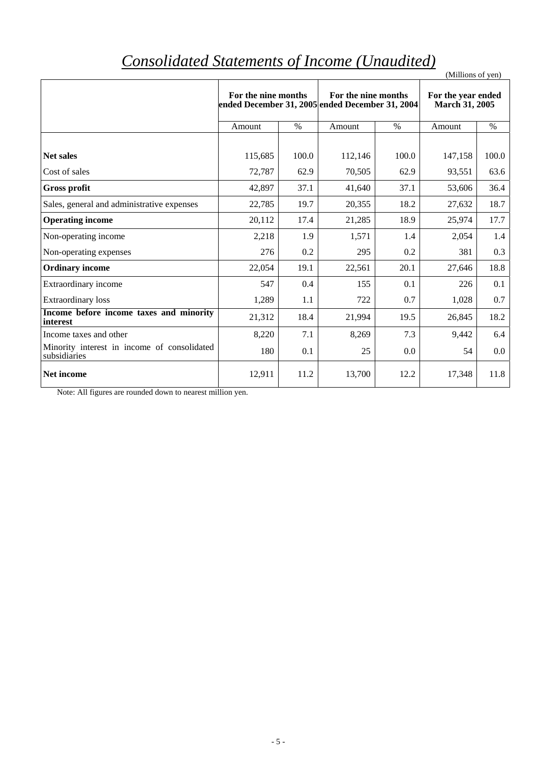# *Consolidated Statements of Income (Unaudited)*

(Millions of yen)

| | For the nine months ended December 31, 2005 | | For the nine months ended December 31, 2004 | | For the year ended March 31, 2005 | |
|---|---|---|---|---|---|---|
| | Amount | % | Amount | % | Amount | % |
| **Net sales** | 115,685 | 100.0 | 112,146 | 100.0 | 147,158 | 100.0 |
| Cost of sales | 72,787 | 62.9 | 70,505 | 62.9 | 93,551 | 63.6 |
| **Gross profit** | 42,897 | 37.1 | 41,640 | 37.1 | 53,606 | 36.4 |
| Sales, general and administrative expenses | 22,785 | 19.7 | 20,355 | 18.2 | 27,632 | 18.7 |
| **Operating income** | 20,112 | 17.4 | 21,285 | 18.9 | 25,974 | 17.7 |
| Non-operating income | 2,218 | 1.9 | 1,571 | 1.4 | 2,054 | 1.4 |
| Non-operating expenses | 276 | 0.2 | 295 | 0.2 | 381 | 0.3 |
| **Ordinary income** | 22,054 | 19.1 | 22,561 | 20.1 | 27,646 | 18.8 |
| Extraordinary income | 547 | 0.4 | 155 | 0.1 | 226 | 0.1 |
| Extraordinary loss | 1,289 | 1.1 | 722 | 0.7 | 1,028 | 0.7 |
| **Income before income taxes and minority interest** | 21,312 | 18.4 | 21,994 | 19.5 | 26,845 | 18.2 |
| Income taxes and other | 8,220 | 7.1 | 8,269 | 7.3 | 9,442 | 6.4 |
| Minority interest in income of consolidated subsidiaries | 180 | 0.1 | 25 | 0.0 | 54 | 0.0 |
| **Net income** | 12,911 | 11.2 | 13,700 | 12.2 | 17,348 | 11.8 |

Note: All figures are rounded down to nearest million yen.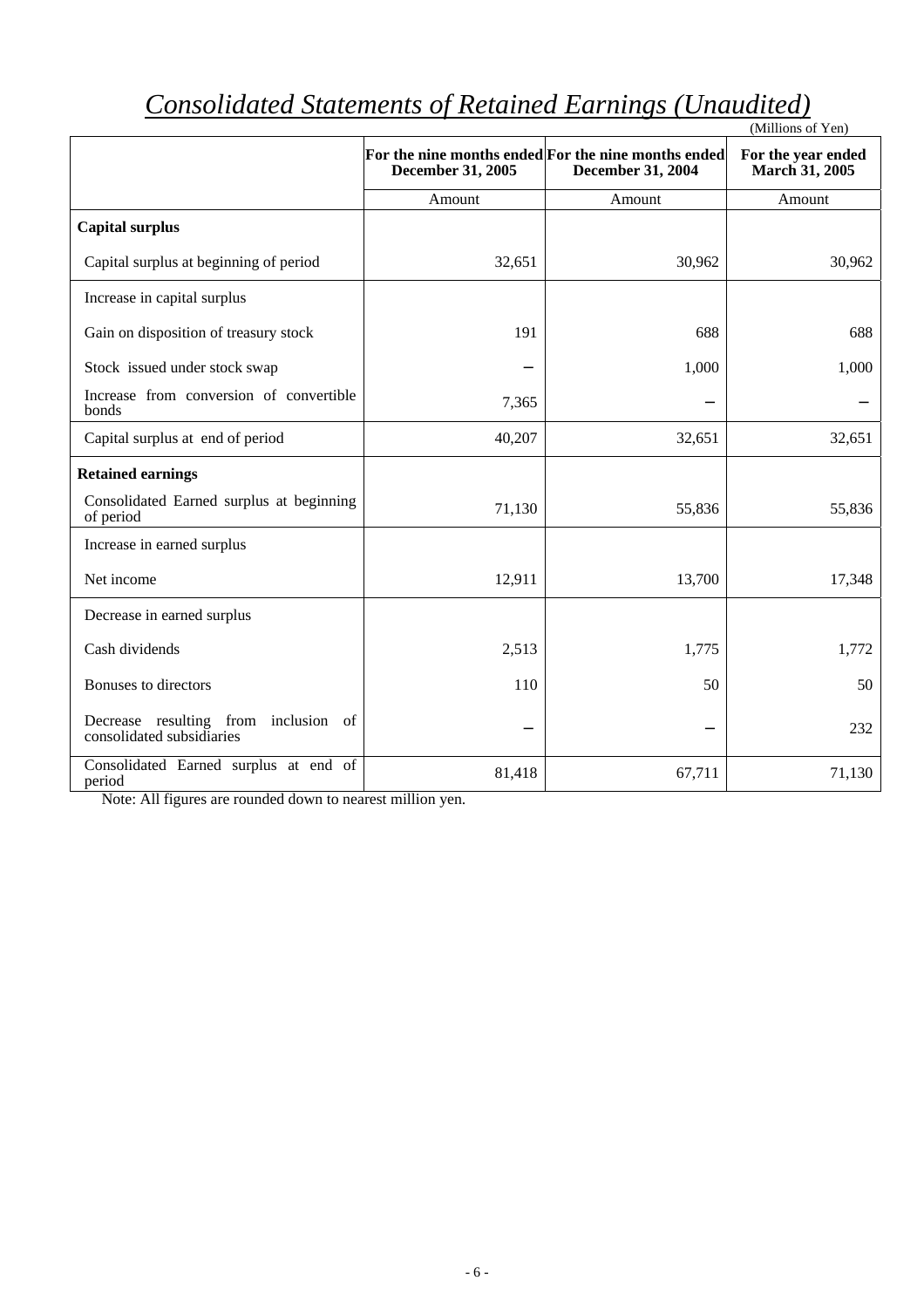# *Consolidated Statements of Retained Earnings (Unaudited)*

(Millions of Yen)

| | For the nine months ended December 31, 2005 | For the nine months ended December 31, 2004 | For the year ended March 31, 2005 |
|---|---|---|---|
| | Amount | Amount | Amount |
| **Capital surplus** | | | |
| Capital surplus at beginning of period | 32,651 | 30,962 | 30,962 |
| Increase in capital surplus | | | |
| Gain on disposition of treasury stock | 191 | 688 | 688 |
| Stock issued under stock swap | − | 1,000 | 1,000 |
| Increase from conversion of convertible bonds | 7,365 | − | − |
| Capital surplus at end of period | 40,207 | 32,651 | 32,651 |
| **Retained earnings** | | | |
| Consolidated Earned surplus at beginning of period | 71,130 | 55,836 | 55,836 |
| Increase in earned surplus | | | |
| Net income | 12,911 | 13,700 | 17,348 |
| Decrease in earned surplus | | | |
| Cash dividends | 2,513 | 1,775 | 1,772 |
| Bonuses to directors | 110 | 50 | 50 |
| Decrease resulting from inclusion of consolidated subsidiaries | − | − | 232 |
| Consolidated Earned surplus at end of period | 81,418 | 67,711 | 71,130 |

Note: All figures are rounded down to nearest million yen.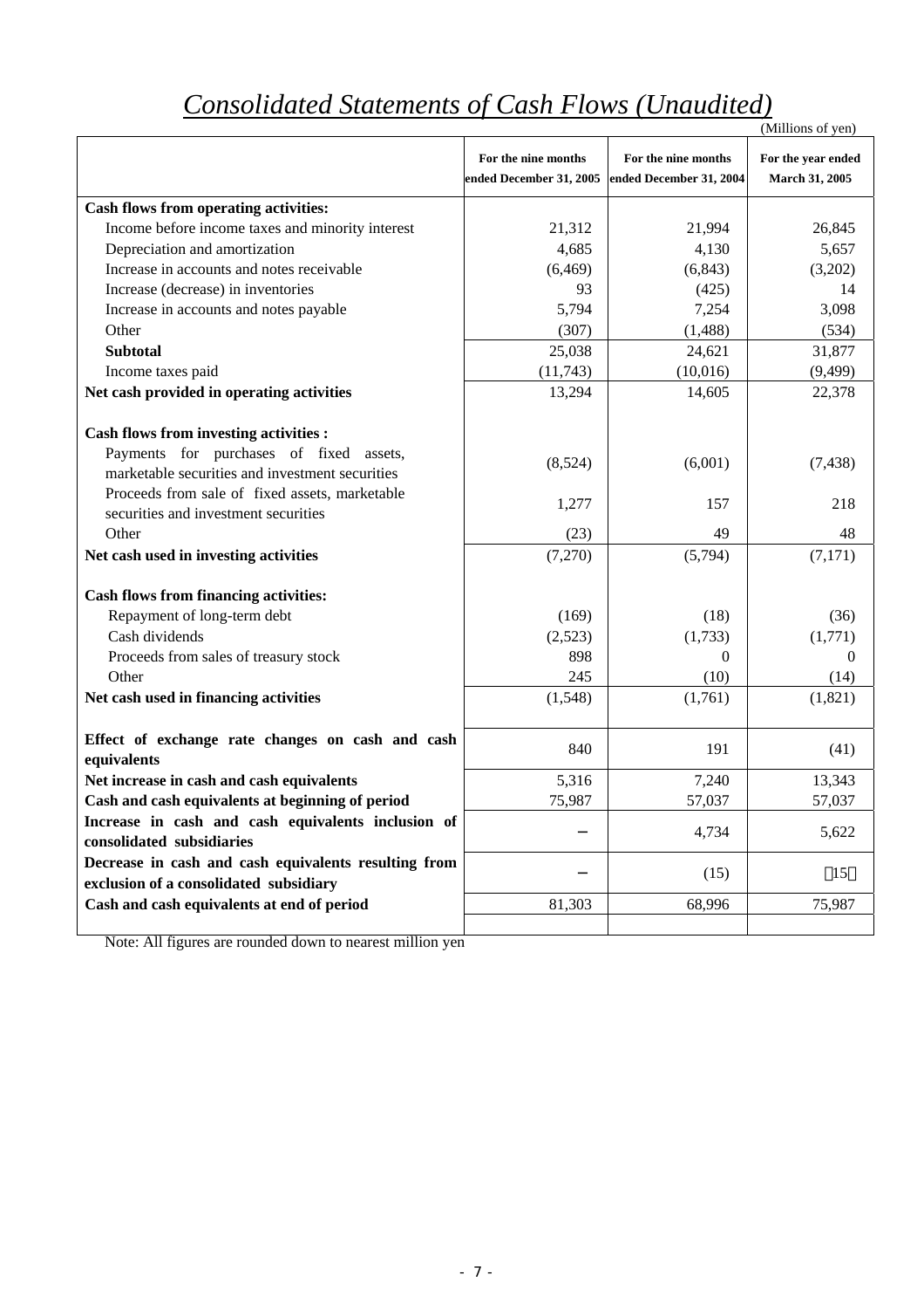# *Consolidated Statements of Cash Flows (Unaudited)*

(Millions of yen)

| | For the nine months ended December 31, 2005 | For the nine months ended December 31, 2004 | For the year ended March 31, 2005 |
|---|---|---|---|
| **Cash flows from operating activities:** | | | |
| Income before income taxes and minority interest | 21,312 | 21,994 | 26,845 |
| Depreciation and amortization | 4,685 | 4,130 | 5,657 |
| Increase in accounts and notes receivable | (6,469) | (6,843) | (3,202) |
| Increase (decrease) in inventories | 93 | (425) | 14 |
| Increase in accounts and notes payable | 5,794 | 7,254 | 3,098 |
| Other | (307) | (1,488) | (534) |
| **Subtotal** | 25,038 | 24,621 | 31,877 |
| Income taxes paid | (11,743) | (10,016) | (9,499) |
| **Net cash provided in operating activities** | 13,294 | 14,605 | 22,378 |
| **Cash flows from investing activities :** | | | |
| Payments for purchases of fixed assets, marketable securities and investment securities | (8,524) | (6,001) | (7,438) |
| Proceeds from sale of fixed assets, marketable securities and investment securities | 1,277 | 157 | 218 |
| Other | (23) | 49 | 48 |
| **Net cash used in investing activities** | (7,270) | (5,794) | (7,171) |
| **Cash flows from financing activities:** | | | |
| Repayment of long-term debt | (169) | (18) | (36) |
| Cash dividends | (2,523) | (1,733) | (1,771) |
| Proceeds from sales of treasury stock | 898 | 0 | 0 |
| Other | 245 | (10) | (14) |
| **Net cash used in financing activities** | (1,548) | (1,761) | (1,821) |
| **Effect of exchange rate changes on cash and cash equivalents** | 840 | 191 | (41) |
| **Net increase in cash and cash equivalents** | 5,316 | 7,240 | 13,343 |
| **Cash and cash equivalents at beginning of period** | 75,987 | 57,037 | 57,037 |
| **Increase in cash and cash equivalents inclusion of consolidated subsidiaries** | − | 4,734 | 5,622 |
| **Decrease in cash and cash equivalents resulting from exclusion of a consolidated subsidiary** | − | (15) | (15) |
| **Cash and cash equivalents at end of period** | 81,303 | 68,996 | 75,987 |

Note: All figures are rounded down to nearest million yen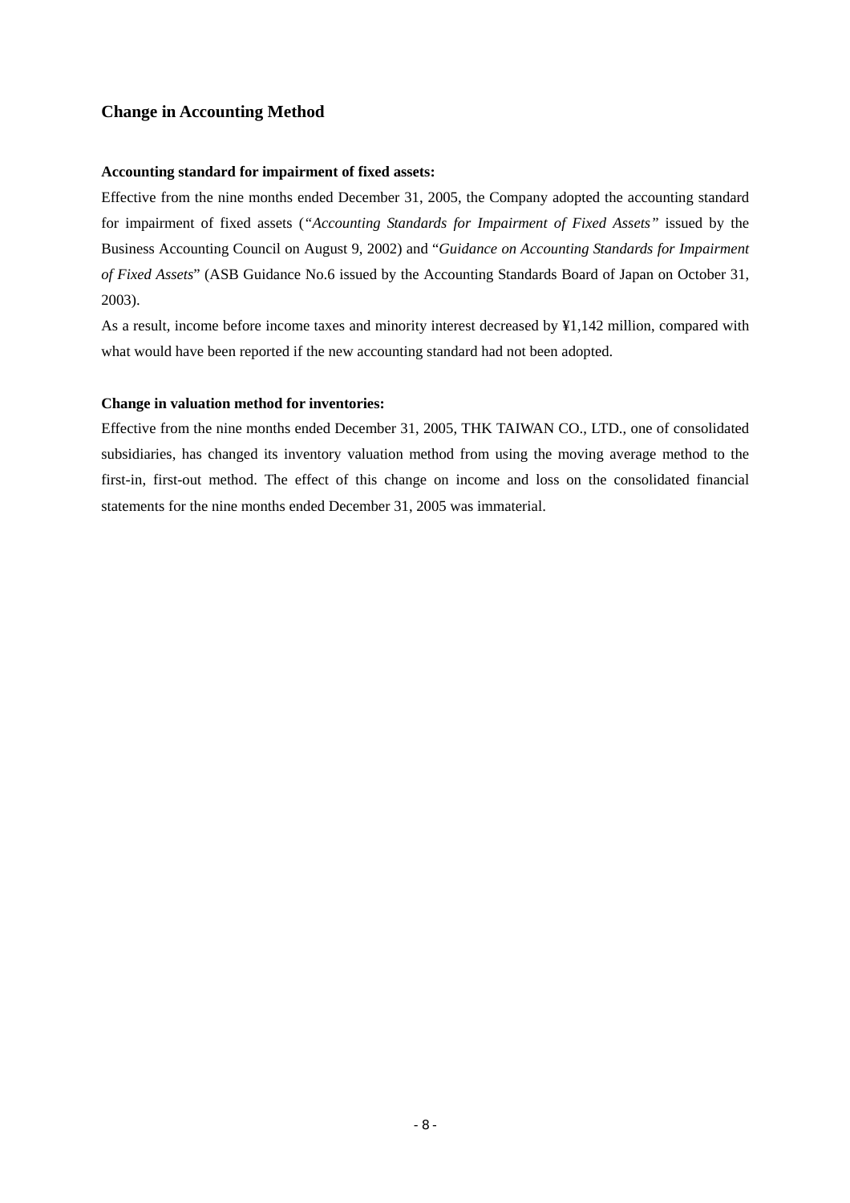## Change in Accounting Method

**Accounting standard for impairment of fixed assets:**

Effective from the nine months ended December 31, 2005, the Company adopted the accounting standard for impairment of fixed assets (*"Accounting Standards for Impairment of Fixed Assets"* issued by the Business Accounting Council on August 9, 2002) and "*Guidance on Accounting Standards for Impairment of Fixed Assets*" (ASB Guidance No.6 issued by the Accounting Standards Board of Japan on October 31, 2003).

As a result, income before income taxes and minority interest decreased by ¥1,142 million, compared with what would have been reported if the new accounting standard had not been adopted.

**Change in valuation method for inventories:**

Effective from the nine months ended December 31, 2005, THK TAIWAN CO., LTD., one of consolidated subsidiaries, has changed its inventory valuation method from using the moving average method to the first-in, first-out method. The effect of this change on income and loss on the consolidated financial statements for the nine months ended December 31, 2005 was immaterial.